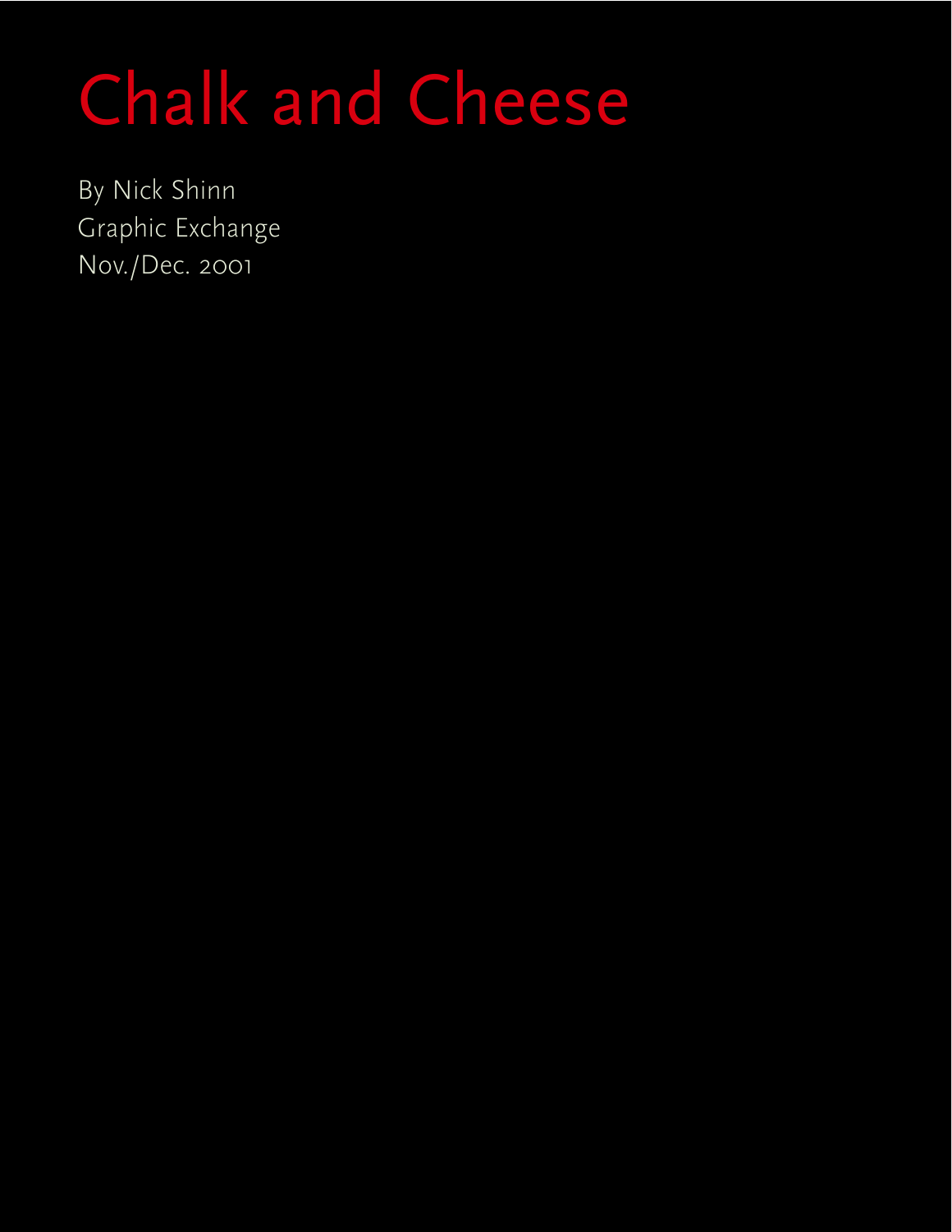# Chalk and Cheese

By Nick Shinn
Graphic Exchange
Nov./Dec. 2001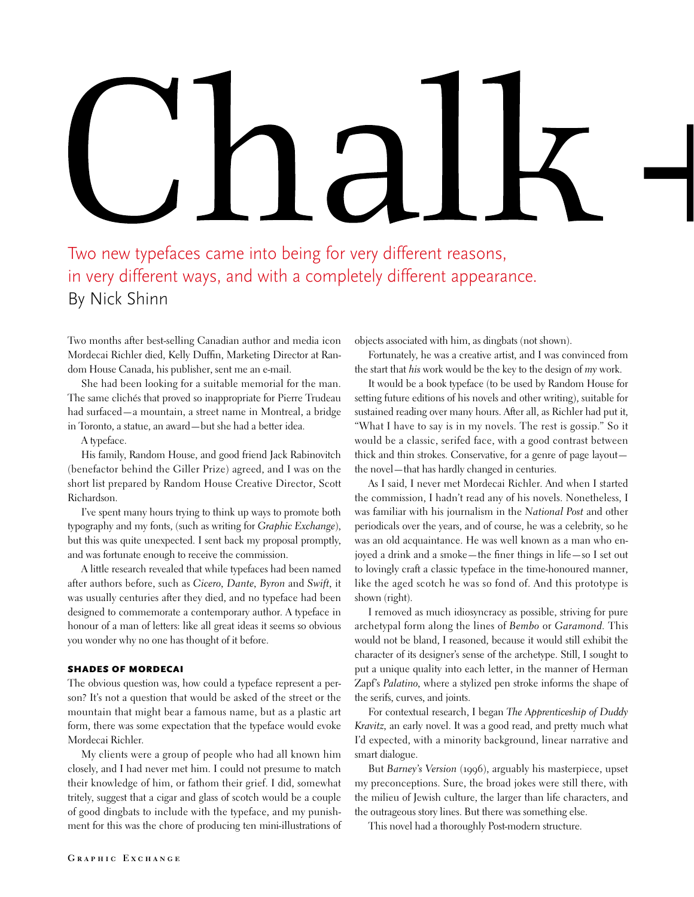# Chalk +

Two new typefaces came into being for very different reasons, in very different ways, and with a completely different appearance.

By Nick Shinn

Two months after best-selling Canadian author and media icon Mordecai Richler died, Kelly Duffin, Marketing Director at Random House Canada, his publisher, sent me an e-mail.

She had been looking for a suitable memorial for the man. The same clichés that proved so inappropriate for Pierre Trudeau had surfaced—a mountain, a street name in Montreal, a bridge in Toronto, a statue, an award—but she had a better idea.

A typeface.

His family, Random House, and good friend Jack Rabinovitch (benefactor behind the Giller Prize) agreed, and I was on the short list prepared by Random House Creative Director, Scott Richardson.

I've spent many hours trying to think up ways to promote both typography and my fonts, (such as writing for *Graphic Exchange*), but this was quite unexpected. I sent back my proposal promptly, and was fortunate enough to receive the commission.

A little research revealed that while typefaces had been named after authors before, such as *Cicero*, *Dante*, *Byron* and *Swift*, it was usually centuries after they died, and no typeface had been designed to commemorate a contemporary author. A typeface in honour of a man of letters: like all great ideas it seems so obvious you wonder why no one has thought of it before.

#### SHADES OF MORDECAI

The obvious question was, how could a typeface represent a person? It's not a question that would be asked of the street or the mountain that might bear a famous name, but as a plastic art form, there was some expectation that the typeface would evoke Mordecai Richler.

My clients were a group of people who had all known him closely, and I had never met him. I could not presume to match their knowledge of him, or fathom their grief. I did, somewhat tritely, suggest that a cigar and glass of scotch would be a couple of good dingbats to include with the typeface, and my punishment for this was the chore of producing ten mini-illustrations of objects associated with him, as dingbats (not shown).

Fortunately, he was a creative artist, and I was convinced from the start that *his* work would be the key to the design of *my* work.

It would be a book typeface (to be used by Random House for setting future editions of his novels and other writing), suitable for sustained reading over many hours. After all, as Richler had put it, "What I have to say is in my novels. The rest is gossip." So it would be a classic, serifed face, with a good contrast between thick and thin strokes. Conservative, for a genre of page layout—the novel—that has hardly changed in centuries.

As I said, I never met Mordecai Richler. And when I started the commission, I hadn't read any of his novels. Nonetheless, I was familiar with his journalism in the *National Post* and other periodicals over the years, and of course, he was a celebrity, so he was an old acquaintance. He was well known as a man who enjoyed a drink and a smoke—the finer things in life—so I set out to lovingly craft a classic typeface in the time-honoured manner, like the aged scotch he was so fond of. And this prototype is shown (right).

I removed as much idiosyncracy as possible, striving for pure archetypal form along the lines of *Bembo* or *Garamond*. This would not be bland, I reasoned, because it would still exhibit the character of its designer's sense of the archetype. Still, I sought to put a unique quality into each letter, in the manner of Herman Zapf's *Palatino*, where a stylized pen stroke informs the shape of the serifs, curves, and joints.

For contextual research, I began *The Apprenticeship of Duddy Kravitz*, an early novel. It was a good read, and pretty much what I'd expected, with a minority background, linear narrative and smart dialogue.

But *Barney's Version* (1996), arguably his masterpiece, upset my preconceptions. Sure, the broad jokes were still there, with the milieu of Jewish culture, the larger than life characters, and the outrageous story lines. But there was something else.

This novel had a thoroughly Post-modern structure.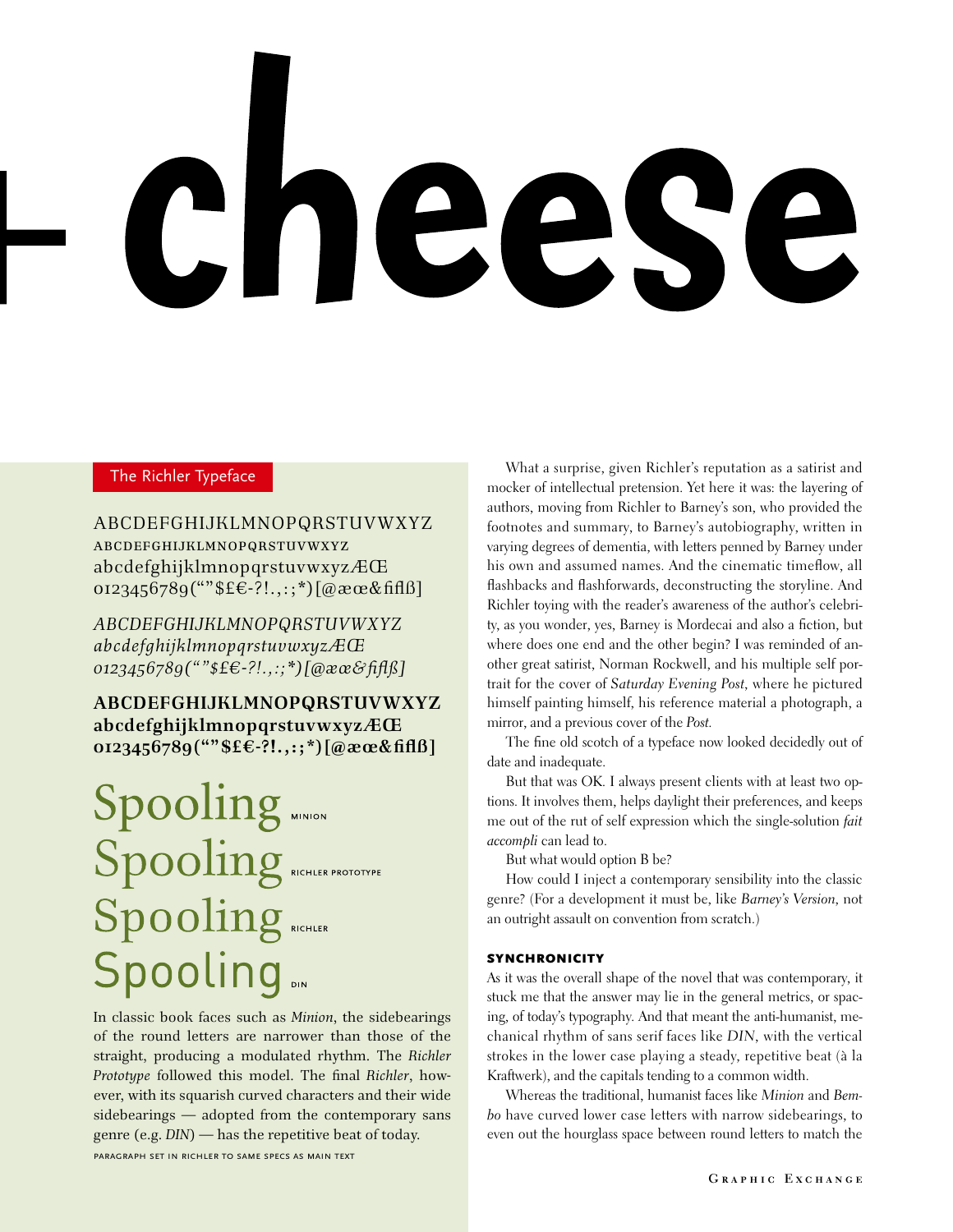# + cheese

**The Richler Typeface**

ABCDEFGHIJKLMNOPQRSTUVWXYZ
ABCDEFGHIJKLMNOPQRSTUVWXYZ
abcdefghijklmnopqrstuvwxyzÆŒ
0123456789("" $£€-?!.,:;*)[@æœ&fiflß]

*ABCDEFGHIJKLMNOPQRSTUVWXYZ*
*abcdefghijklmnopqrstuvwxyzÆŒ*
*0123456789("" $£€-?!.,:;*)[@æœ&fiflß]*

**ABCDEFGHIJKLMNOPQRSTUVWXYZ**
**abcdefghijklmnopqrstuvwxyzÆŒ**
**0123456789("" $£€-?!.,:;*)[@æœ&fiflß]**

Spooling MINION
Spooling RICHLER PROTOTYPE
Spooling RICHLER
Spooling DIN

In classic book faces such as *Minion*, the sidebearings of the round letters are narrower than those of the straight, producing a modulated rhythm. The *Richler Prototype* followed this model. The final *Richler*, however, with its squarish curved characters and their wide sidebearings — adopted from the contemporary sans genre (e.g. *DIN*) — has the repetitive beat of today.

PARAGRAPH SET IN RICHLER TO SAME SPECS AS MAIN TEXT

What a surprise, given Richler's reputation as a satirist and mocker of intellectual pretension. Yet here it was: the layering of authors, moving from Richler to Barney's son, who provided the footnotes and summary, to Barney's autobiography, written in varying degrees of dementia, with letters penned by Barney under his own and assumed names. And the cinematic timeflow, all flashbacks and flashforwards, deconstructing the storyline. And Richler toying with the reader's awareness of the author's celebrity, as you wonder, yes, Barney is Mordecai and also a fiction, but where does one end and the other begin? I was reminded of another great satirist, Norman Rockwell, and his multiple self portrait for the cover of *Saturday Evening Post*, where he pictured himself painting himself, his reference material a photograph, a mirror, and a previous cover of the *Post*.

The fine old scotch of a typeface now looked decidedly out of date and inadequate.

But that was OK. I always present clients with at least two options. It involves them, helps daylight their preferences, and keeps me out of the rut of self expression which the single-solution *fait accompli* can lead to.

But what would option B be?

How could I inject a contemporary sensibility into the classic genre? (For a development it must be, like *Barney's Version*, not an outright assault on convention from scratch.)

### SYNCHRONICITY

As it was the overall shape of the novel that was contemporary, it stuck me that the answer may lie in the general metrics, or spacing, of today's typography. And that meant the anti-humanist, mechanical rhythm of sans serif faces like *DIN*, with the vertical strokes in the lower case playing a steady, repetitive beat (à la Kraftwerk), and the capitals tending to a common width.

Whereas the traditional, humanist faces like *Minion* and *Bembo* have curved lower case letters with narrow sidebearings, to even out the hourglass space between round letters to match the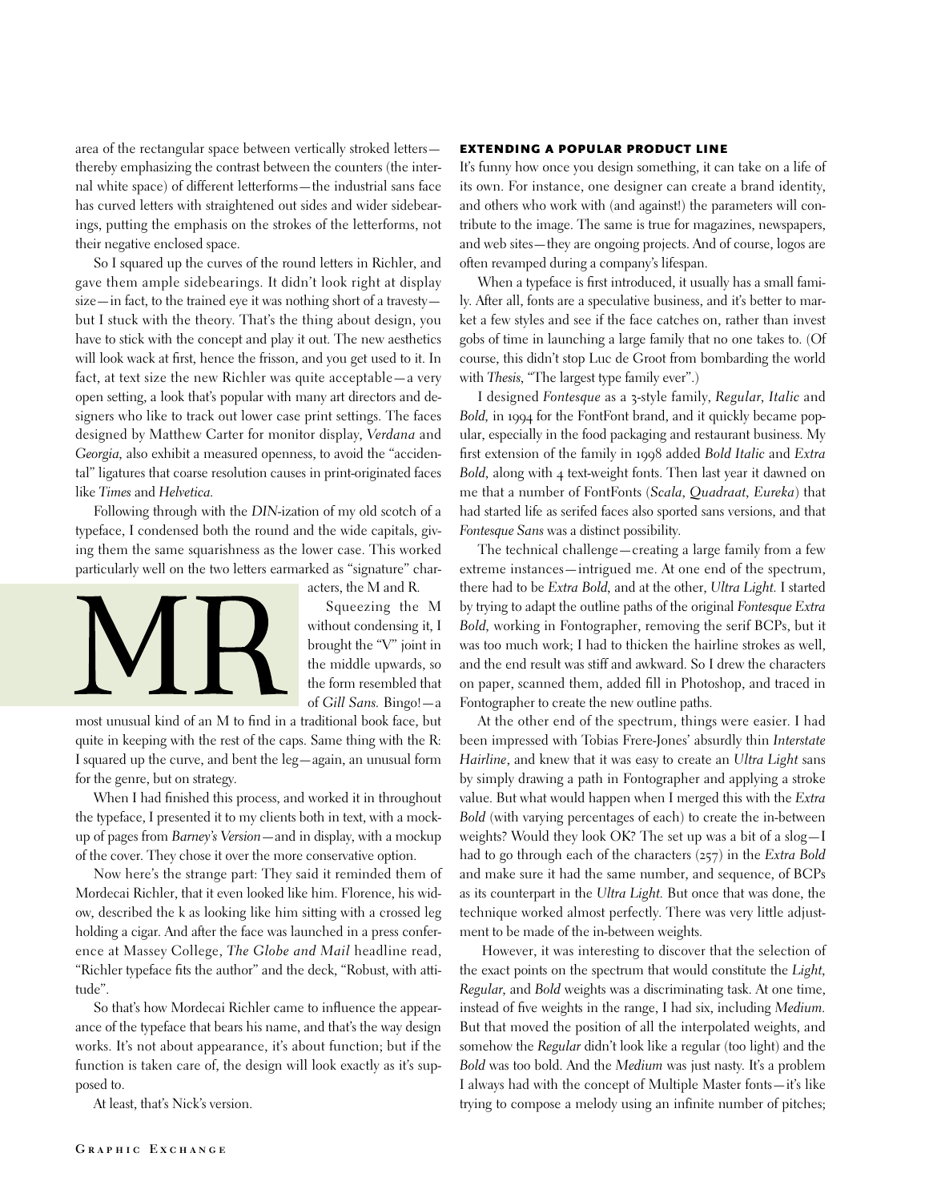area of the rectangular space between vertically stroked letters—thereby emphasizing the contrast between the counters (the internal white space) of different letterforms—the industrial sans face has curved letters with straightened out sides and wider sidebearings, putting the emphasis on the strokes of the letterforms, not their negative enclosed space.

So I squared up the curves of the round letters in Richler, and gave them ample sidebearings. It didn't look right at display size—in fact, to the trained eye it was nothing short of a travesty—but I stuck with the theory. That's the thing about design, you have to stick with the concept and play it out. The new aesthetics will look wack at first, hence the frisson, and you get used to it. In fact, at text size the new Richler was quite acceptable—a very open setting, a look that's popular with many art directors and designers who like to track out lower case print settings. The faces designed by Matthew Carter for monitor display, *Verdana* and *Georgia*, also exhibit a measured openness, to avoid the "accidental" ligatures that coarse resolution causes in print-originated faces like *Times* and *Helvetica*.

Following through with the *DIN*-ization of my old scotch of a typeface, I condensed both the round and the wide capitals, giving them the same squarishness as the lower case. This worked particularly well on the two letters earmarked as "signature" characters, the M and R.

MR

Squeezing the M without condensing it, I brought the "V" joint in the middle upwards, so the form resembled that of *Gill Sans*. Bingo!—a most unusual kind of an M to find in a traditional book face, but quite in keeping with the rest of the caps. Same thing with the R: I squared up the curve, and bent the leg—again, an unusual form for the genre, but on strategy.

When I had finished this process, and worked it in throughout the typeface, I presented it to my clients both in text, with a mockup of pages from *Barney's Version*—and in display, with a mockup of the cover. They chose it over the more conservative option.

Now here's the strange part: They said it reminded them of Mordecai Richler, that it even looked like him. Florence, his widow, described the k as looking like him sitting with a crossed leg holding a cigar. And after the face was launched in a press conference at Massey College, *The Globe and Mail* headline read, "Richler typeface fits the author" and the deck, "Robust, with attitude".

So that's how Mordecai Richler came to influence the appearance of the typeface that bears his name, and that's the way design works. It's not about appearance, it's about function; but if the function is taken care of, the design will look exactly as it's supposed to.

At least, that's Nick's version.

### EXTENDING A POPULAR PRODUCT LINE

It's funny how once you design something, it can take on a life of its own. For instance, one designer can create a brand identity, and others who work with (and against!) the parameters will contribute to the image. The same is true for magazines, newspapers, and web sites—they are ongoing projects. And of course, logos are often revamped during a company's lifespan.

When a typeface is first introduced, it usually has a small family. After all, fonts are a speculative business, and it's better to market a few styles and see if the face catches on, rather than invest gobs of time in launching a large family that no one takes to. (Of course, this didn't stop Luc de Groot from bombarding the world with *Thesis*, "The largest type family ever".)

I designed *Fontesque* as a 3-style family, *Regular*, *Italic* and *Bold*, in 1994 for the FontFont brand, and it quickly became popular, especially in the food packaging and restaurant business. My first extension of the family in 1998 added *Bold Italic* and *Extra Bold*, along with 4 text-weight fonts. Then last year it dawned on me that a number of FontFonts (*Scala*, *Quadraat*, *Eureka*) that had started life as serifed faces also sported sans versions, and that *Fontesque Sans* was a distinct possibility.

The technical challenge—creating a large family from a few extreme instances—intrigued me. At one end of the spectrum, there had to be *Extra Bold*, and at the other, *Ultra Light*. I started by trying to adapt the outline paths of the original *Fontesque Extra Bold*, working in Fontographer, removing the serif BCPs, but it was too much work; I had to thicken the hairline strokes as well, and the end result was stiff and awkward. So I drew the characters on paper, scanned them, added fill in Photoshop, and traced in Fontographer to create the new outline paths.

At the other end of the spectrum, things were easier. I had been impressed with Tobias Frere-Jones' absurdly thin *Interstate Hairline*, and knew that it was easy to create an *Ultra Light* sans by simply drawing a path in Fontographer and applying a stroke value. But what would happen when I merged this with the *Extra Bold* (with varying percentages of each) to create the in-between weights? Would they look OK? The set up was a bit of a slog—I had to go through each of the characters (257) in the *Extra Bold* and make sure it had the same number, and sequence, of BCPs as its counterpart in the *Ultra Light*. But once that was done, the technique worked almost perfectly. There was very little adjustment to be made of the in-between weights.

However, it was interesting to discover that the selection of the exact points on the spectrum that would constitute the *Light*, *Regular*, and *Bold* weights was a discriminating task. At one time, instead of five weights in the range, I had six, including *Medium*. But that moved the position of all the interpolated weights, and somehow the *Regular* didn't look like a regular (too light) and the *Bold* was too bold. And the *Medium* was just nasty. It's a problem I always had with the concept of Multiple Master fonts—it's like trying to compose a melody using an infinite number of pitches;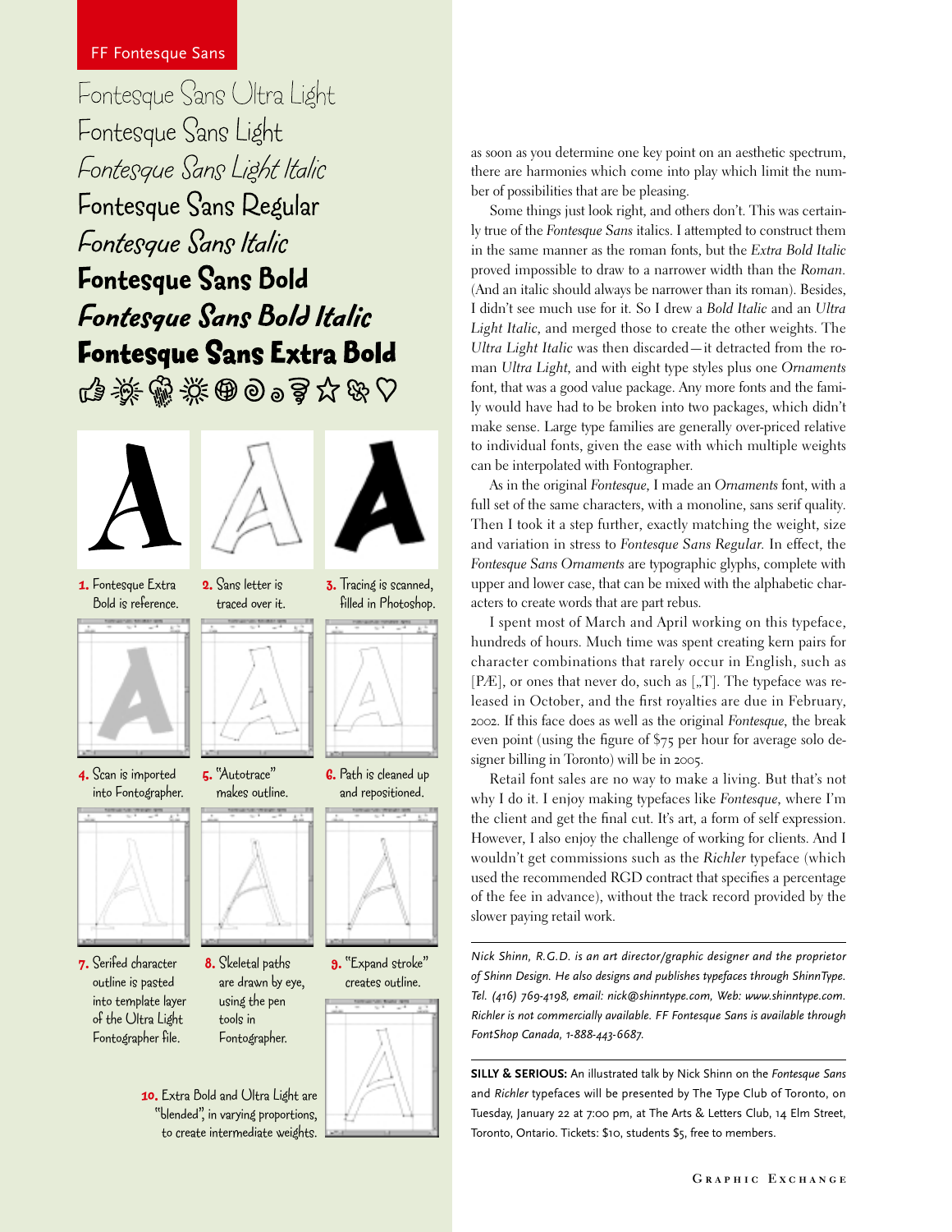FF Fontesque Sans

Fontesque Sans Ultra Light
Fontesque Sans Light
*Fontesque Sans Light Italic*
Fontesque Sans Regular
*Fontesque Sans Italic*
**Fontesque Sans Bold**
***Fontesque Sans Bold Italic***
**Fontesque Sans Extra Bold**

**1.** Fontesque Extra Bold is reference.

**2.** Sans letter is traced over it.

**3.** Tracing is scanned, filled in Photoshop.

**4.** Scan is imported into Fontographer.

**5.** "Autotrace" makes outline.

**6.** Path is cleaned up and repositioned.

**7.** Serifed character outline is pasted into template layer of the Ultra Light Fontographer file.

**8.** Skeletal paths are drawn by eye, using the pen tools in Fontographer.

**9.** "Expand stroke" creates outline.

**10.** Extra Bold and Ultra Light are "blended", in varying proportions, to create intermediate weights.

as soon as you determine one key point on an aesthetic spectrum, there are harmonies which come into play which limit the number of possibilities that are be pleasing.

Some things just look right, and others don't. This was certainly true of the *Fontesque Sans* italics. I attempted to construct them in the same manner as the roman fonts, but the *Extra Bold Italic* proved impossible to draw to a narrower width than the *Roman*. (And an italic should always be narrower than its roman). Besides, I didn't see much use for it. So I drew a *Bold Italic* and an *Ultra Light Italic*, and merged those to create the other weights. The *Ultra Light Italic* was then discarded—it detracted from the roman *Ultra Light*, and with eight type styles plus one *Ornaments* font, that was a good value package. Any more fonts and the family would have had to be broken into two packages, which didn't make sense. Large type families are generally over-priced relative to individual fonts, given the ease with which multiple weights can be interpolated with Fontographer.

As in the original *Fontesque*, I made an *Ornaments* font, with a full set of the same characters, with a monoline, sans serif quality. Then I took it a step further, exactly matching the weight, size and variation in stress to *Fontesque Sans Regular*. In effect, the *Fontesque Sans Ornaments* are typographic glyphs, complete with upper and lower case, that can be mixed with the alphabetic characters to create words that are part rebus.

I spent most of March and April working on this typeface, hundreds of hours. Much time was spent creating kern pairs for character combinations that rarely occur in English, such as [PÆ], or ones that never do, such as [„T]. The typeface was released in October, and the first royalties are due in February, 2002. If this face does as well as the original *Fontesque*, the break even point (using the figure of $75 per hour for average solo designer billing in Toronto) will be in 2005.

Retail font sales are no way to make a living. But that's not why I do it. I enjoy making typefaces like *Fontesque*, where I'm the client and get the final cut. It's art, a form of self expression. However, I also enjoy the challenge of working for clients. And I wouldn't get commissions such as the *Richler* typeface (which used the recommended RGD contract that specifies a percentage of the fee in advance), without the track record provided by the slower paying retail work.

---

*Nick Shinn, R.G.D. is an art director/graphic designer and the proprietor of Shinn Design. He also designs and publishes typefaces through ShinnType. Tel. (416) 769-4198, email: nick@shinntype.com, Web: www.shinntype.com. Richler is not commercially available. FF Fontesque Sans is available through FontShop Canada, 1-888-443-6687.*

---

**SILLY & SERIOUS:** An illustrated talk by Nick Shinn on the *Fontesque Sans* and *Richler* typefaces will be presented by The Type Club of Toronto, on Tuesday, January 22 at 7:00 pm, at The Arts & Letters Club, 14 Elm Street, Toronto, Ontario. Tickets: $10, students $5, free to members.